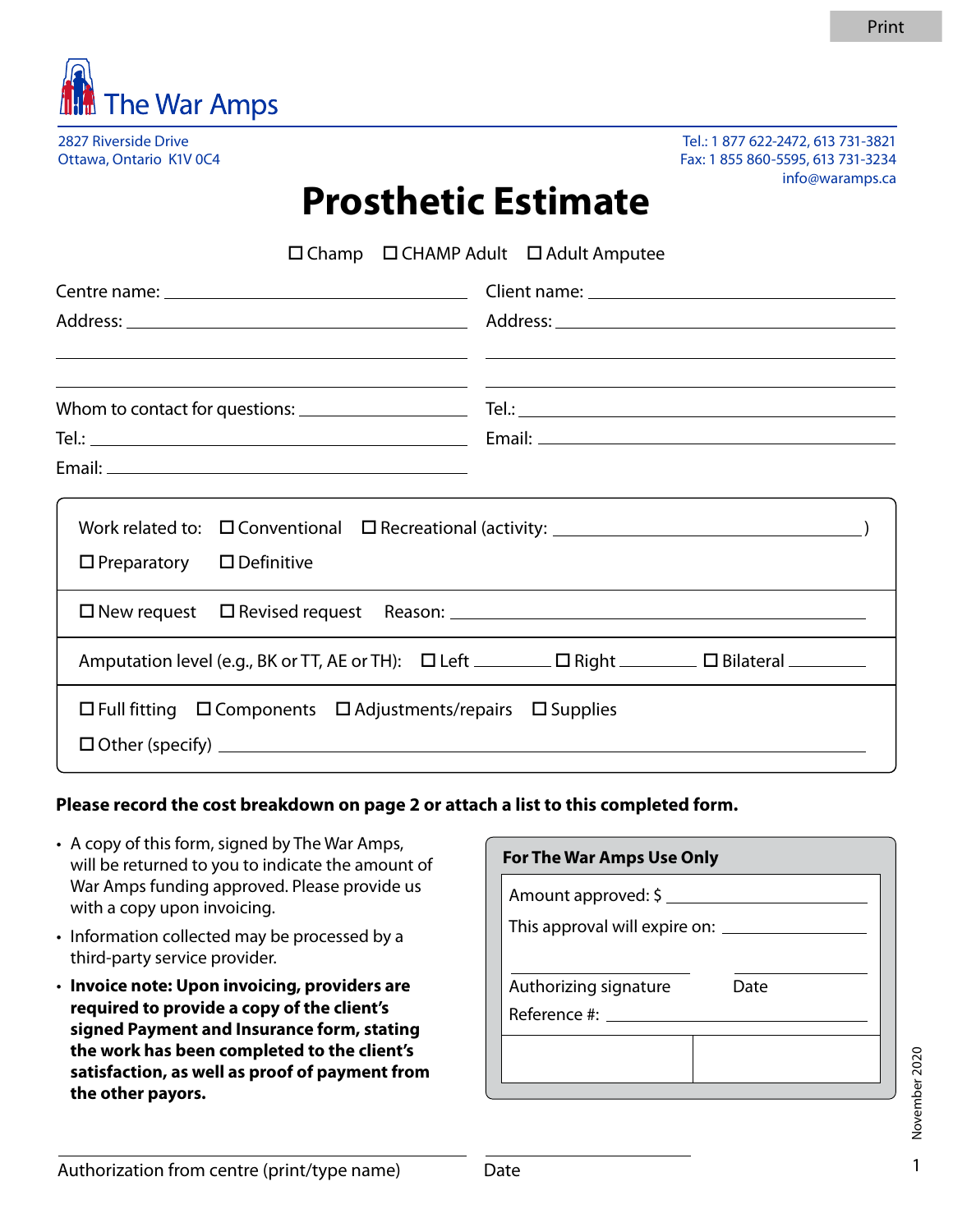The War Amps

2827 Riverside Drive
Ottawa, Ontario K1V 0C4

Tel.: 1 877 622-2472, 613 731-3821
Fax: 1 855 860-5595, 613 731-3234
info@waramps.ca

# Prosthetic Estimate

☐ Champ ☐ CHAMP Adult ☐ Adult Amputee

Centre name: ______________________

Address: ______________________

______________________

______________________

Whom to contact for questions: ______________________

Tel.: ______________________

Email: ______________________

Client name: ______________________

Address: ______________________

______________________

______________________

Tel.: ______________________

Email: ______________________

Work related to: ☐ Conventional ☐ Recreational (activity: ______________________)

☐ Preparatory ☐ Definitive

☐ New request ☐ Revised request Reason: ______________________

Amputation level (e.g., BK or TT, AE or TH): ☐ Left ________ ☐ Right ________ ☐ Bilateral ________

☐ Full fitting ☐ Components ☐ Adjustments/repairs ☐ Supplies

☐ Other (specify) ______________________

**Please record the cost breakdown on page 2 or attach a list to this completed form.**

- A copy of this form, signed by The War Amps, will be returned to you to indicate the amount of War Amps funding approved. Please provide us with a copy upon invoicing.
- Information collected may be processed by a third-party service provider.
- **Invoice note: Upon invoicing, providers are required to provide a copy of the client's signed Payment and Insurance form, stating the work has been completed to the client's satisfaction, as well as proof of payment from the other payors.**

**For The War Amps Use Only**

Amount approved: $ ______________________

This approval will expire on: ______________________

______________________ ______________________
Authorizing signature Date

Reference #: ______________________

______________________ ______________________
Authorization from centre (print/type name) Date

November 2020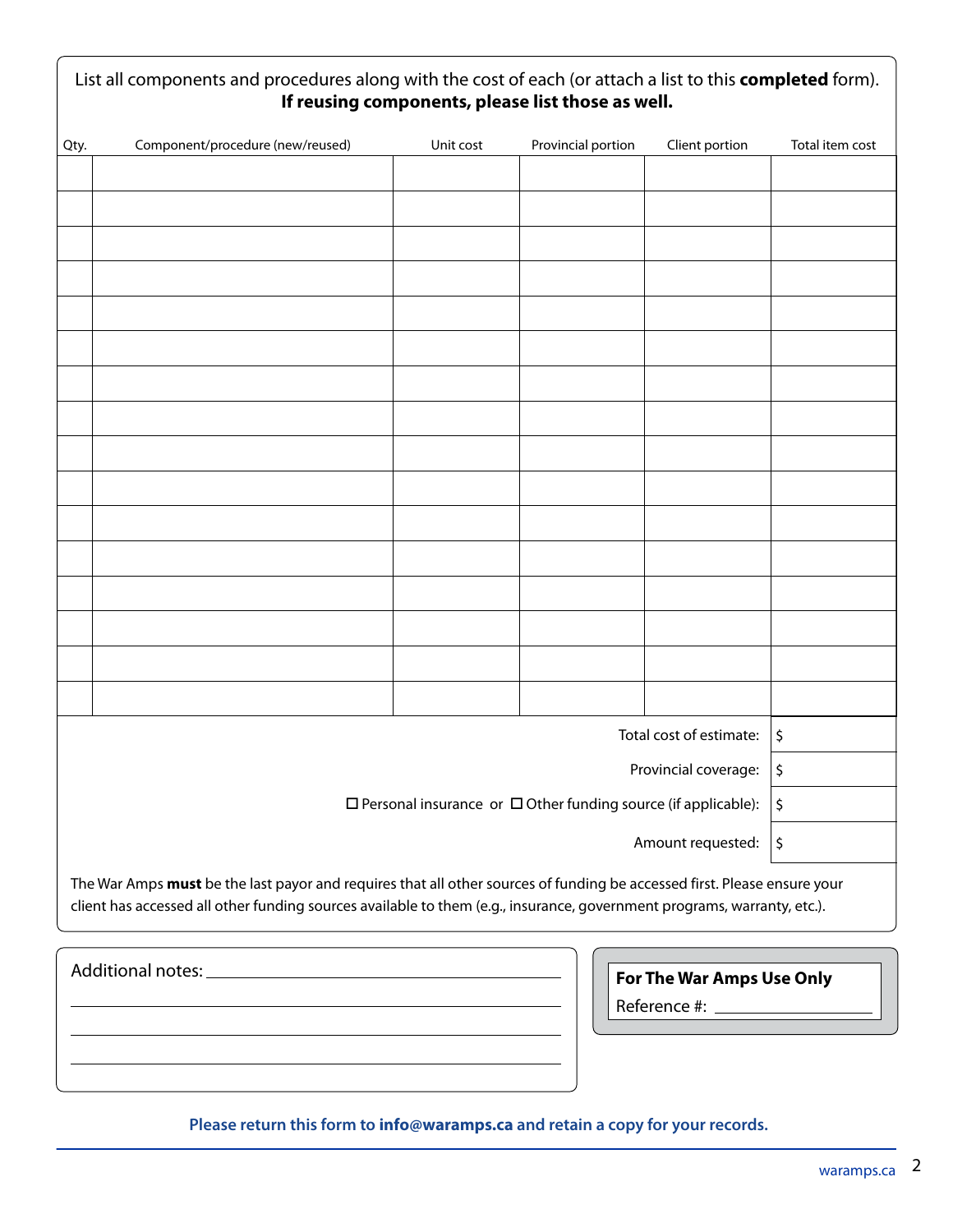List all components and procedures along with the cost of each (or attach a list to this **completed** form).
**If reusing components, please list those as well.**

| Qty. | Component/procedure (new/reused) | Unit cost | Provincial portion | Client portion | Total item cost |
|---|---|---|---|---|---|
| | | | | | |
| | | | | | |
| | | | | | |
| | | | | | |
| | | | | | |
| | | | | | |
| | | | | | |
| | | | | | |
| | | | | | |
| | | | | | |
| | | | | | |
| | | | | | |
| | | | | | |
| | | | | | |
| | | | | | |
| | | | | | |

| | |
|---|---|
| Total cost of estimate: | $ |
| Provincial coverage: | $ |
| ☐ Personal insurance or ☐ Other funding source (if applicable): | $ |
| Amount requested: | $ |

The War Amps **must** be the last payor and requires that all other sources of funding be accessed first. Please ensure your client has accessed all other funding sources available to them (e.g., insurance, government programs, warranty, etc.).

Additional notes: ______________________________

______________________________

______________________________

______________________________

**For The War Amps Use Only**

Reference #: ______________

**Please return this form to info@waramps.ca and retain a copy for your records.**